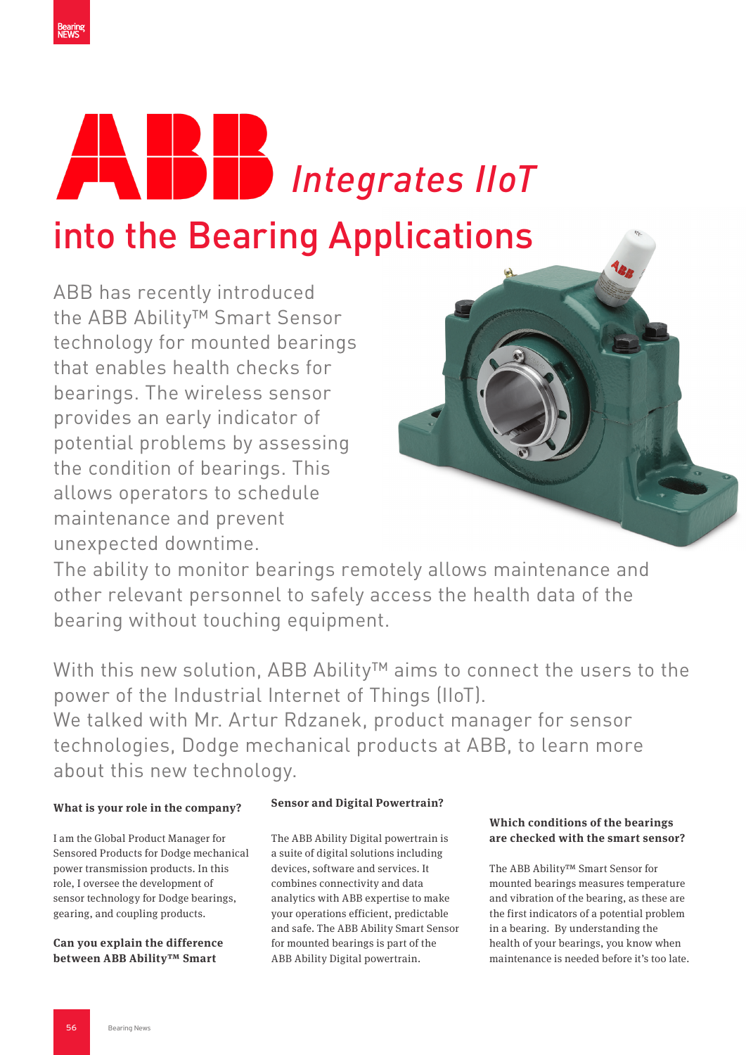# ABB *Integrates IIoT* into the Bearing Applications

ABB has recently introduced the ABB Ability™ Smart Sensor technology for mounted bearings that enables health checks for bearings. The wireless sensor provides an early indicator of potential problems by assessing the condition of bearings. This allows operators to schedule maintenance and prevent unexpected downtime.

The ability to monitor bearings remotely allows maintenance and other relevant personnel to safely access the health data of the bearing without touching equipment.

With this new solution, ABB Ability™ aims to connect the users to the power of the Industrial Internet of Things (IIoT).

We talked with Mr. Artur Rdzanek, product manager for sensor technologies, Dodge mechanical products at ABB, to learn more about this new technology.

**What is your role in the company?**

I am the Global Product Manager for Sensored Products for Dodge mechanical power transmission products. In this role, I oversee the development of sensor technology for Dodge bearings, gearing, and coupling products.

**Can you explain the difference between ABB Ability™ Smart Sensor and Digital Powertrain?**

The ABB Ability Digital powertrain is a suite of digital solutions including devices, software and services. It combines connectivity and data analytics with ABB expertise to make your operations efficient, predictable and safe. The ABB Ability Smart Sensor for mounted bearings is part of the ABB Ability Digital powertrain.

**Which conditions of the bearings are checked with the smart sensor?**

The ABB Ability™ Smart Sensor for mounted bearings measures temperature and vibration of the bearing, as these are the first indicators of a potential problem in a bearing. By understanding the health of your bearings, you know when maintenance is needed before it's too late.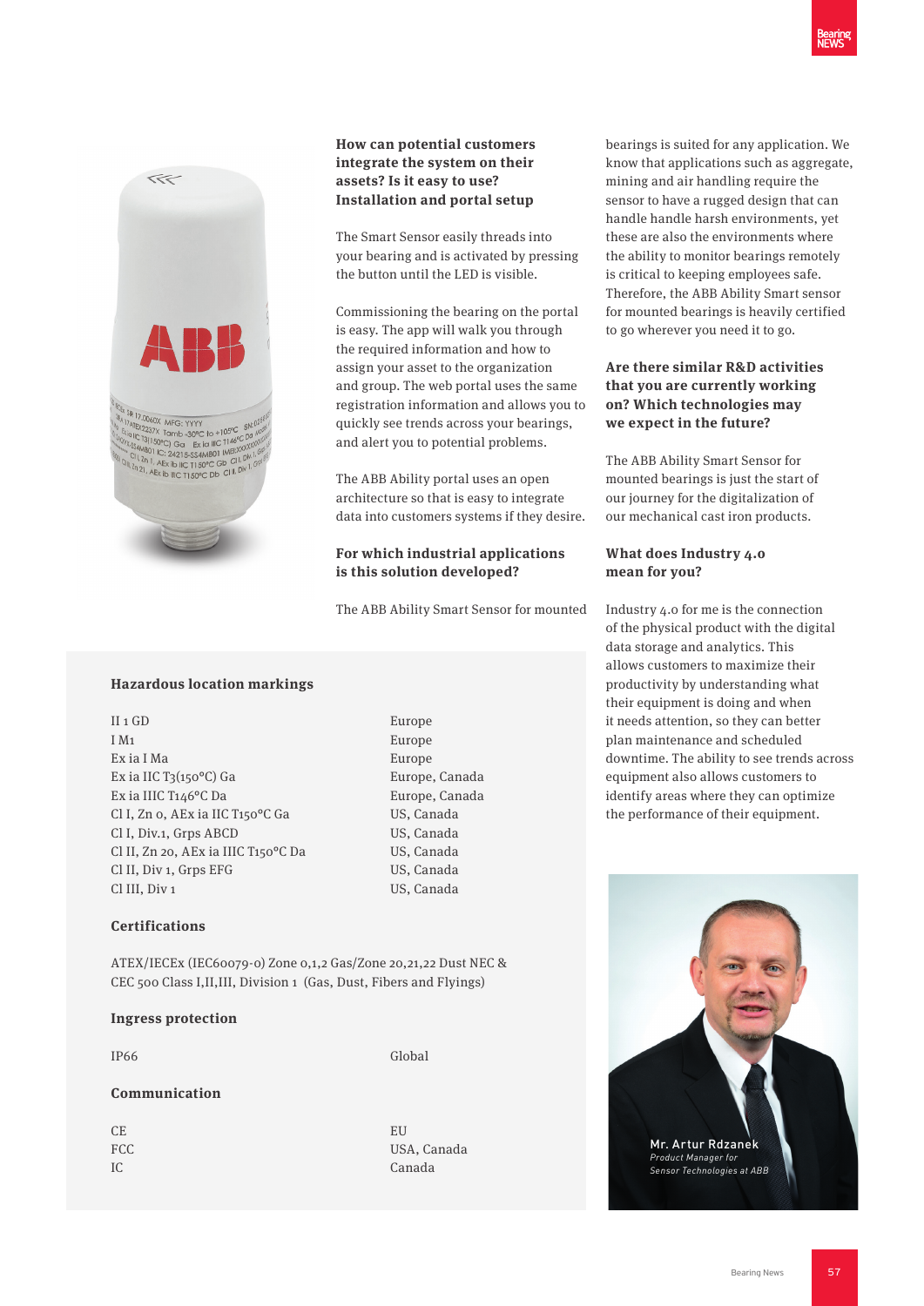**How can potential customers integrate the system on their assets? Is it easy to use? Installation and portal setup**

The Smart Sensor easily threads into your bearing and is activated by pressing the button until the LED is visible.

Commissioning the bearing on the portal is easy. The app will walk you through the required information and how to assign your asset to the organization and group. The web portal uses the same registration information and allows you to quickly see trends across your bearings, and alert you to potential problems.

The ABB Ability portal uses an open architecture so that is easy to integrate data into customers systems if they desire.

**For which industrial applications is this solution developed?**

The ABB Ability Smart Sensor for mounted bearings is suited for any application. We know that applications such as aggregate, mining and air handling require the sensor to have a rugged design that can handle handle harsh environments, yet these are also the environments where the ability to monitor bearings remotely is critical to keeping employees safe. Therefore, the ABB Ability Smart sensor for mounted bearings is heavily certified to go wherever you need it to go.

**Are there similar R&D activities that you are currently working on? Which technologies may we expect in the future?**

The ABB Ability Smart Sensor for mounted bearings is just the start of our journey for the digitalization of our mechanical cast iron products.

**What does Industry 4.0 mean for you?**

Industry 4.0 for me is the connection of the physical product with the digital data storage and analytics. This allows customers to maximize their productivity by understanding what their equipment is doing and when it needs attention, so they can better plan maintenance and scheduled downtime. The ability to see trends across equipment also allows customers to identify areas where they can optimize the performance of their equipment.

Mr. Artur Rdzanek
*Product Manager for Sensor Technologies at ABB*

**Hazardous location markings**

| | |
|---|---|
| II 1 GD | Europe |
| I M1 | Europe |
| Ex ia I Ma | Europe |
| Ex ia IIC T3(150°C) Ga | Europe, Canada |
| Ex ia IIIC T146°C Da | Europe, Canada |
| Cl I, Zn 0, AEx ia IIC T150°C Ga | US, Canada |
| Cl I, Div.1, Grps ABCD | US, Canada |
| Cl II, Zn 20, AEx ia IIIC T150°C Da | US, Canada |
| Cl II, Div 1, Grps EFG | US, Canada |
| Cl III, Div 1 | US, Canada |

**Certifications**

ATEX/IECEx (IEC60079-0) Zone 0,1,2 Gas/Zone 20,21,22 Dust NEC & CEC 500 Class I,II,III, Division 1 (Gas, Dust, Fibers and Flyings)

**Ingress protection**

| | |
|---|---|
| IP66 | Global |

**Communication**

| | |
|---|---|
| CE | EU |
| FCC | USA, Canada |
| IC | Canada |